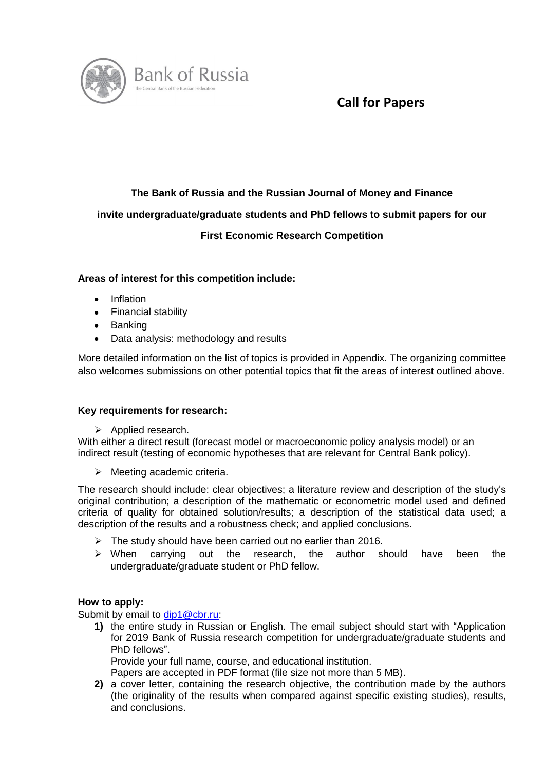Bank of Russia
The Central Bank of the Russian Federation

# Call for Papers

**The Bank of Russia and the Russian Journal of Money and Finance**

**invite undergraduate/graduate students and PhD fellows to submit papers for our**

**First Economic Research Competition**

**Areas of interest for this competition include:**

- Inflation
- Financial stability
- Banking
- Data analysis: methodology and results

More detailed information on the list of topics is provided in Appendix. The organizing committee also welcomes submissions on other potential topics that fit the areas of interest outlined above.

**Key requirements for research:**

- Applied research.

With either a direct result (forecast model or macroeconomic policy analysis model) or an indirect result (testing of economic hypotheses that are relevant for Central Bank policy).

- Meeting academic criteria.

The research should include: clear objectives; a literature review and description of the study's original contribution; a description of the mathematic or econometric model used and defined criteria of quality for obtained solution/results; a description of the statistical data used; a description of the results and a robustness check; and applied conclusions.

- The study should have been carried out no earlier than 2016.
- When carrying out the research, the author should have been the undergraduate/graduate student or PhD fellow.

**How to apply:**

Submit by email to dip1@cbr.ru:

1) the entire study in Russian or English. The email subject should start with "Application for 2019 Bank of Russia research competition for undergraduate/graduate students and PhD fellows".
Provide your full name, course, and educational institution.
Papers are accepted in PDF format (file size not more than 5 MB).
2) a cover letter, containing the research objective, the contribution made by the authors (the originality of the results when compared against specific existing studies), results, and conclusions.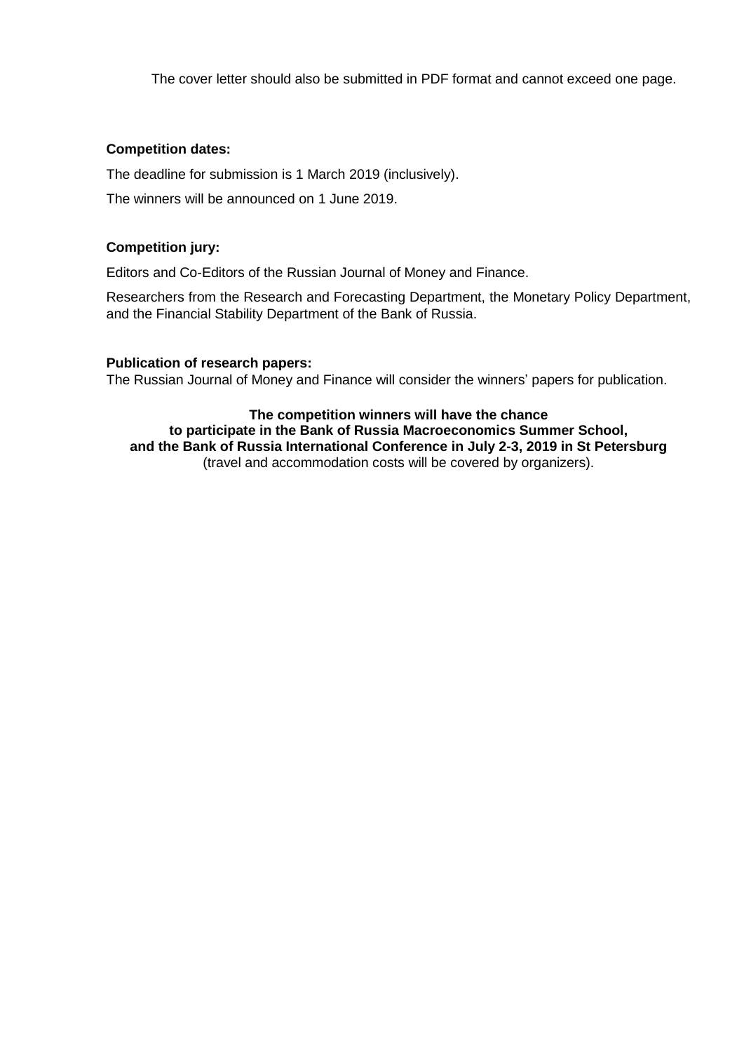The cover letter should also be submitted in PDF format and cannot exceed one page.

**Competition dates:**

The deadline for submission is 1 March 2019 (inclusively).

The winners will be announced on 1 June 2019.

**Competition jury:**

Editors and Co-Editors of the Russian Journal of Money and Finance.

Researchers from the Research and Forecasting Department, the Monetary Policy Department, and the Financial Stability Department of the Bank of Russia.

**Publication of research papers:**

The Russian Journal of Money and Finance will consider the winners' papers for publication.

**The competition winners will have the chance to participate in the Bank of Russia Macroeconomics Summer School, and the Bank of Russia International Conference in July 2-3, 2019 in St Petersburg** (travel and accommodation costs will be covered by organizers).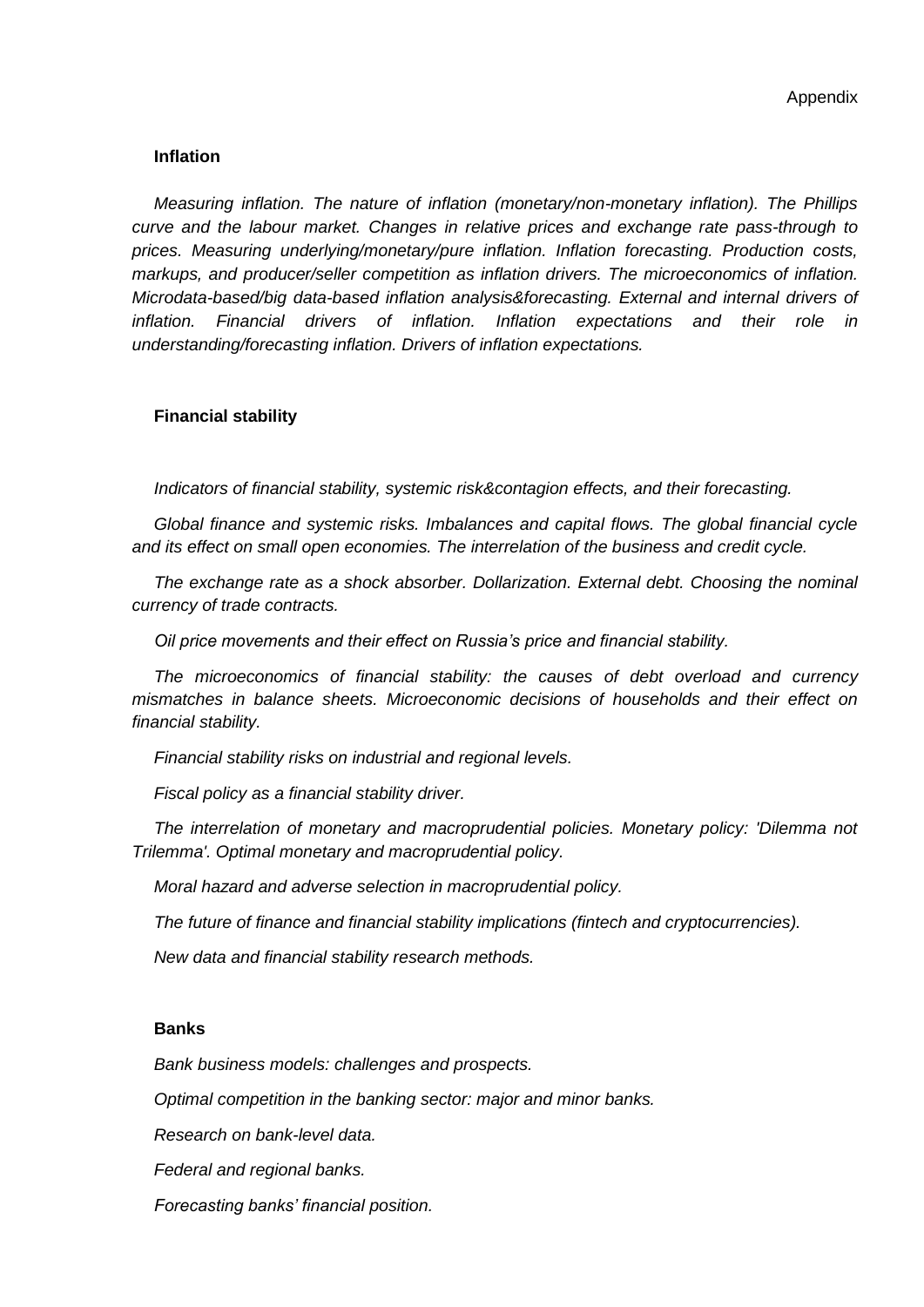Appendix

**Inflation**

*Measuring inflation. The nature of inflation (monetary/non-monetary inflation). The Phillips curve and the labour market. Changes in relative prices and exchange rate pass-through to prices. Measuring underlying/monetary/pure inflation. Inflation forecasting. Production costs, markups, and producer/seller competition as inflation drivers. The microeconomics of inflation. Microdata-based/big data-based inflation analysis&forecasting. External and internal drivers of inflation. Financial drivers of inflation. Inflation expectations and their role in understanding/forecasting inflation. Drivers of inflation expectations.*

**Financial stability**

*Indicators of financial stability, systemic risk&contagion effects, and their forecasting.*

*Global finance and systemic risks. Imbalances and capital flows. The global financial cycle and its effect on small open economies. The interrelation of the business and credit cycle.*

*The exchange rate as a shock absorber. Dollarization. External debt. Choosing the nominal currency of trade contracts.*

*Oil price movements and their effect on Russia's price and financial stability.*

*The microeconomics of financial stability: the causes of debt overload and currency mismatches in balance sheets. Microeconomic decisions of households and their effect on financial stability.*

*Financial stability risks on industrial and regional levels.*

*Fiscal policy as a financial stability driver.*

*The interrelation of monetary and macroprudential policies. Monetary policy: 'Dilemma not Trilemma'. Optimal monetary and macroprudential policy.*

*Moral hazard and adverse selection in macroprudential policy.*

*The future of finance and financial stability implications (fintech and cryptocurrencies).*

*New data and financial stability research methods.*

**Banks**

*Bank business models: challenges and prospects.*

*Optimal competition in the banking sector: major and minor banks.*

*Research on bank-level data.*

*Federal and regional banks.*

*Forecasting banks' financial position.*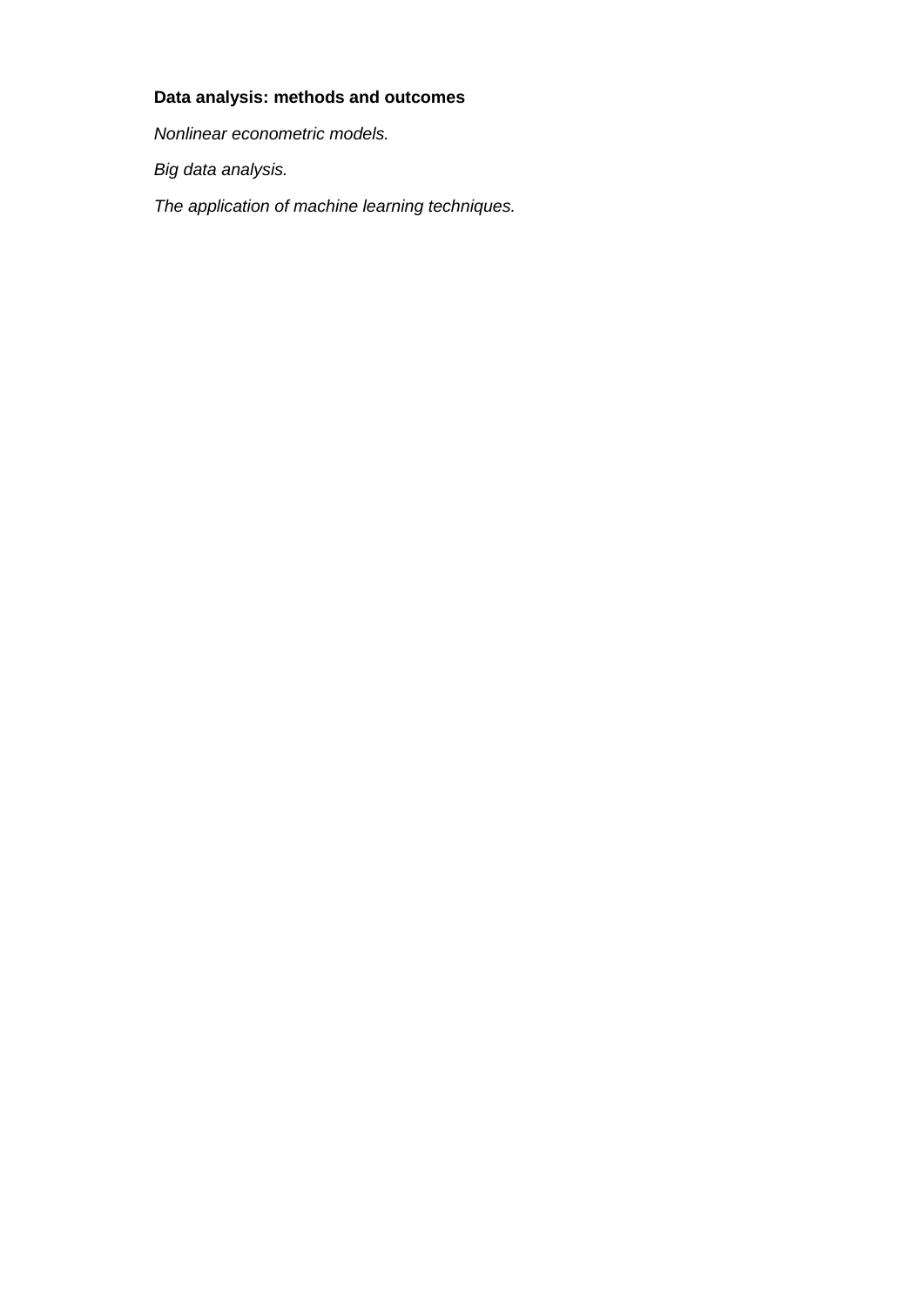**Data analysis: methods and outcomes**

*Nonlinear econometric models.*

*Big data analysis.*

*The application of machine learning techniques.*